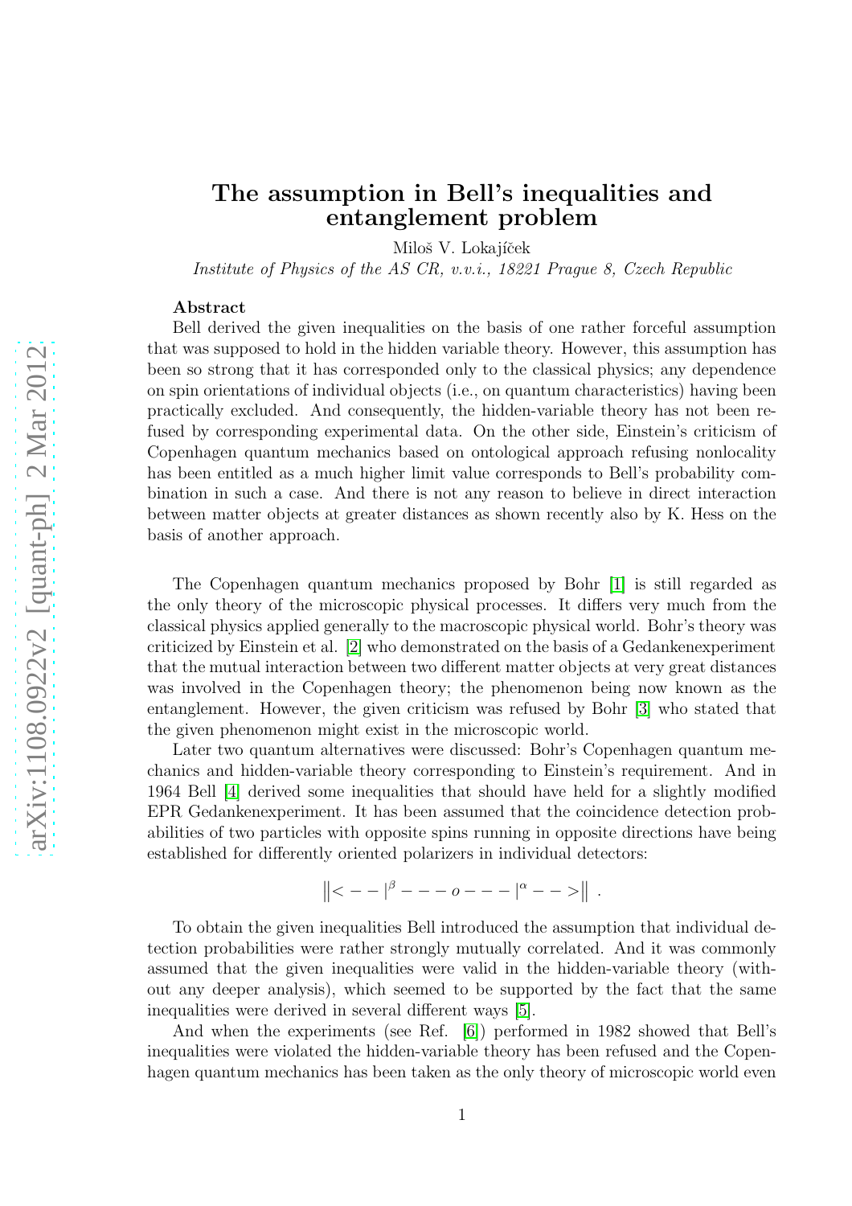# The assumption in Bell's inequalities and entanglement problem

Miloš V. Lokajíček

*Institute of Physics of the AS CR, v.v.i., 18221 Prague 8, Czech Republic*

## Abstract

Bell derived the given inequalities on the basis of one rather forceful assumption that was supposed to hold in the hidden variable theory. However, this assumption has been so strong that it has corresponded only to the classical physics; any dependence on spin orientations of individual objects (i.e., on quantum characteristics) having been practically excluded. And consequently, the hidden-variable theory has not been refused by corresponding experimental data. On the other side, Einstein's criticism of Copenhagen quantum mechanics based on ontological approach refusing nonlocality has been entitled as a much higher limit value corresponds to Bell's probability combination in such a case. And there is not any reason to believe in direct interaction between matter objects at greater distances as shown recently also by K. Hess on the basis of another approach.

The Copenhagen quantum mechanics proposed by Bohr [1] is still regarded as the only theory of the microscopic physical processes. It differs very much from the classical physics applied generally to the macroscopic physical world. Bohr's theory was criticized by Einstein et al. [2] who demonstrated on the basis of a Gedankenexperiment that the mutual interaction between two different matter objects at very great distances was involved in the Copenhagen theory; the phenomenon being now known as the entanglement. However, the given criticism was refused by Bohr [3] who stated that the given phenomenon might exist in the microscopic world.

Later two quantum alternatives were discussed: Bohr's Copenhagen quantum mechanics and hidden-variable theory corresponding to Einstein's requirement. And in 1964 Bell [4] derived some inequalities that should have held for a slightly modified EPR Gedankenexperiment. It has been assumed that the coincidence detection probabilities of two particles with opposite spins running in opposite directions have being established for differently oriented polarizers in individual detectors:

$$\| < - - |^{\beta} - - - o - - - |^{\alpha} - - > \| \ .$$

To obtain the given inequalities Bell introduced the assumption that individual detection probabilities were rather strongly mutually correlated. And it was commonly assumed that the given inequalities were valid in the hidden-variable theory (without any deeper analysis), which seemed to be supported by the fact that the same inequalities were derived in several different ways [5].

And when the experiments (see Ref. [6]) performed in 1982 showed that Bell's inequalities were violated the hidden-variable theory has been refused and the Copenhagen quantum mechanics has been taken as the only theory of microscopic world even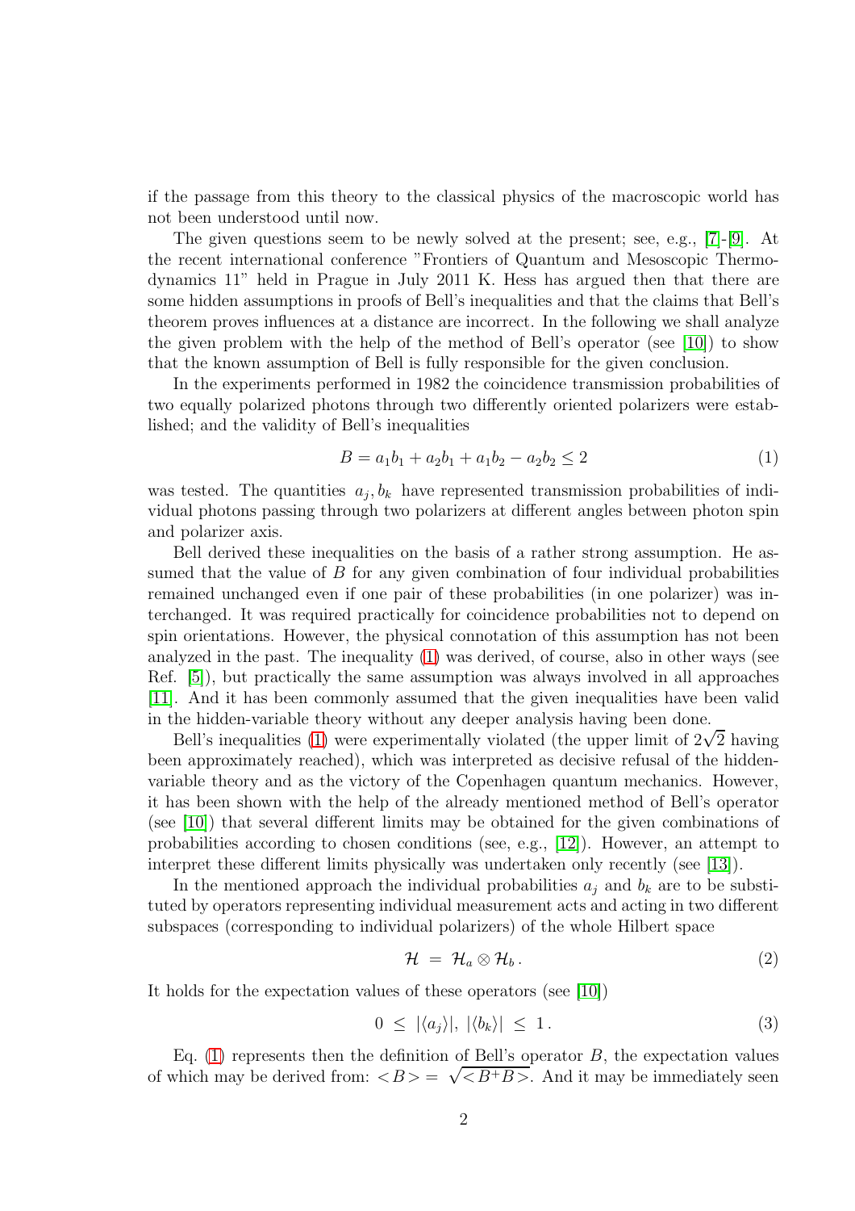if the passage from this theory to the classical physics of the macroscopic world has not been understood until now.

The given questions seem to be newly solved at the present; see, e.g., [7]-[9]. At the recent international conference "Frontiers of Quantum and Mesoscopic Thermodynamics 11" held in Prague in July 2011 K. Hess has argued then that there are some hidden assumptions in proofs of Bell's inequalities and that the claims that Bell's theorem proves influences at a distance are incorrect. In the following we shall analyze the given problem with the help of the method of Bell's operator (see [10]) to show that the known assumption of Bell is fully responsible for the given conclusion.

In the experiments performed in 1982 the coincidence transmission probabilities of two equally polarized photons through two differently oriented polarizers were established; and the validity of Bell's inequalities

$$B = a_1 b_1 + a_2 b_1 + a_1 b_2 - a_2 b_2 \leq 2 \tag{1}$$

was tested. The quantities $a_j, b_k$ have represented transmission probabilities of individual photons passing through two polarizers at different angles between photon spin and polarizer axis.

Bell derived these inequalities on the basis of a rather strong assumption. He assumed that the value of $B$ for any given combination of four individual probabilities remained unchanged even if one pair of these probabilities (in one polarizer) was interchanged. It was required practically for coincidence probabilities not to depend on spin orientations. However, the physical connotation of this assumption has not been analyzed in the past. The inequality (1) was derived, of course, also in other ways (see Ref. [5]), but practically the same assumption was always involved in all approaches [11]. And it has been commonly assumed that the given inequalities have been valid in the hidden-variable theory without any deeper analysis having been done.

Bell's inequalities (1) were experimentally violated (the upper limit of $2\sqrt{2}$ having been approximately reached), which was interpreted as decisive refusal of the hidden-variable theory and as the victory of the Copenhagen quantum mechanics. However, it has been shown with the help of the already mentioned method of Bell's operator (see [10]) that several different limits may be obtained for the given combinations of probabilities according to chosen conditions (see, e.g., [12]). However, an attempt to interpret these different limits physically was undertaken only recently (see [13]).

In the mentioned approach the individual probabilities $a_j$ and $b_k$ are to be substituted by operators representing individual measurement acts and acting in two different subspaces (corresponding to individual polarizers) of the whole Hilbert space

$$\mathcal{H} \; = \; \mathcal{H}_a \otimes \mathcal{H}_b \,. \tag{2}$$

It holds for the expectation values of these operators (see [10])

$$0 \; \leq \; |\langle a_j \rangle|, \; |\langle b_k \rangle| \; \leq \; 1 \,. \tag{3}$$

Eq. (1) represents then the definition of Bell's operator $B$, the expectation values of which may be derived from: $<B> = \sqrt{<B^{+}B>}$. And it may be immediately seen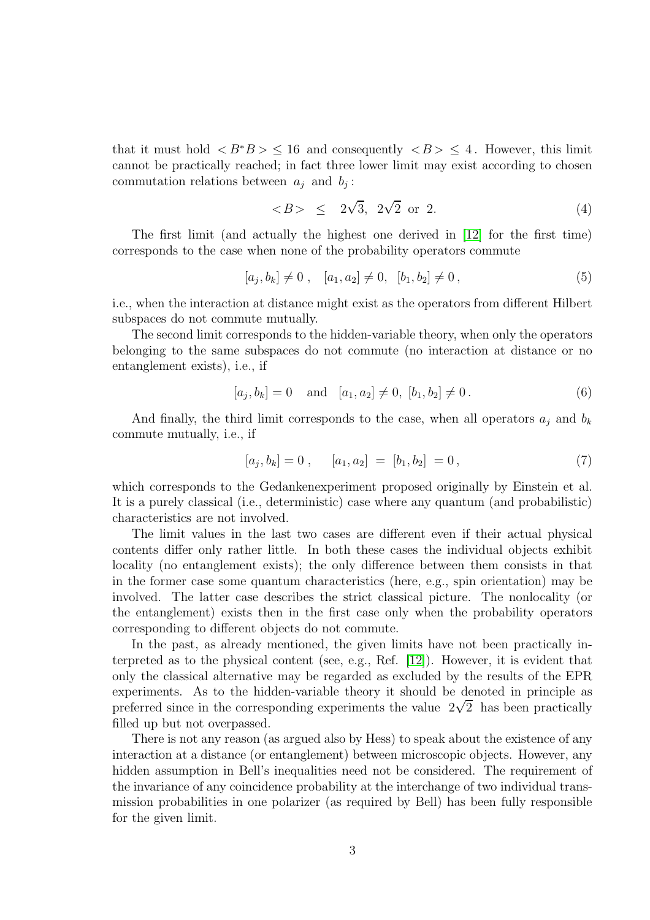that it must hold $< B^*B > \leq 16$ and consequently $< B > \leq 4$. However, this limit cannot be practically reached; in fact three lower limit may exist according to chosen commutation relations between $a_j$ and $b_j$ :

$$< B > \quad \leq \quad 2\sqrt{3}, \;\; 2\sqrt{2} \;\text{ or }\; 2. \tag{4}$$

The first limit (and actually the highest one derived in [12] for the first time) corresponds to the case when none of the probability operators commute

$$[a_j, b_k] \neq 0\,, \quad [a_1, a_2] \neq 0, \;\; [b_1, b_2] \neq 0\,, \tag{5}$$

i.e., when the interaction at distance might exist as the operators from different Hilbert subspaces do not commute mutually.

The second limit corresponds to the hidden-variable theory, when only the operators belonging to the same subspaces do not commute (no interaction at distance or no entanglement exists), i.e., if

$$[a_j, b_k] = 0 \quad \text{and} \quad [a_1, a_2] \neq 0, \; [b_1, b_2] \neq 0\,. \tag{6}$$

And finally, the third limit corresponds to the case, when all operators $a_j$ and $b_k$ commute mutually, i.e., if

$$[a_j, b_k] = 0\,, \qquad [a_1, a_2] \; = \; [b_1, b_2] \; = 0\,, \tag{7}$$

which corresponds to the Gedankenexperiment proposed originally by Einstein et al. It is a purely classical (i.e., deterministic) case where any quantum (and probabilistic) characteristics are not involved.

The limit values in the last two cases are different even if their actual physical contents differ only rather little. In both these cases the individual objects exhibit locality (no entanglement exists); the only difference between them consists in that in the former case some quantum characteristics (here, e.g., spin orientation) may be involved. The latter case describes the strict classical picture. The nonlocality (or the entanglement) exists then in the first case only when the probability operators corresponding to different objects do not commute.

In the past, as already mentioned, the given limits have not been practically interpreted as to the physical content (see, e.g., Ref. [12]). However, it is evident that only the classical alternative may be regarded as excluded by the results of the EPR experiments. As to the hidden-variable theory it should be denoted in principle as preferred since in the corresponding experiments the value $2\sqrt{2}$ has been practically filled up but not overpassed.

There is not any reason (as argued also by Hess) to speak about the existence of any interaction at a distance (or entanglement) between microscopic objects. However, any hidden assumption in Bell's inequalities need not be considered. The requirement of the invariance of any coincidence probability at the interchange of two individual transmission probabilities in one polarizer (as required by Bell) has been fully responsible for the given limit.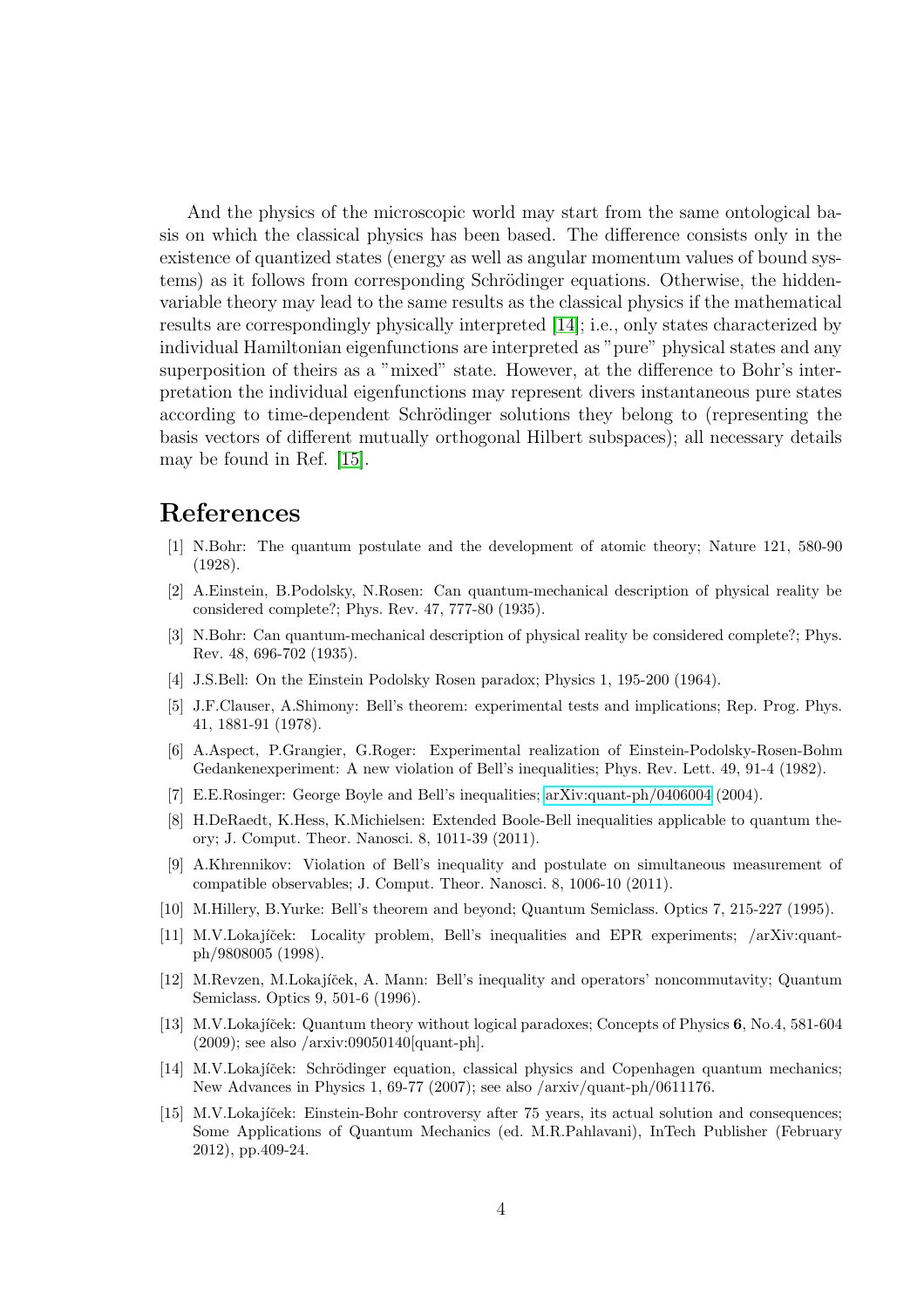And the physics of the microscopic world may start from the same ontological basis on which the classical physics has been based. The difference consists only in the existence of quantized states (energy as well as angular momentum values of bound systems) as it follows from corresponding Schrödinger equations. Otherwise, the hidden-variable theory may lead to the same results as the classical physics if the mathematical results are correspondingly physically interpreted [14]; i.e., only states characterized by individual Hamiltonian eigenfunctions are interpreted as "pure" physical states and any superposition of theirs as a "mixed" state. However, at the difference to Bohr's interpretation the individual eigenfunctions may represent divers instantaneous pure states according to time-dependent Schrödinger solutions they belong to (representing the basis vectors of different mutually orthogonal Hilbert subspaces); all necessary details may be found in Ref. [15].

# References

[1] N.Bohr: The quantum postulate and the development of atomic theory; Nature 121, 580-90 (1928).

[2] A.Einstein, B.Podolsky, N.Rosen: Can quantum-mechanical description of physical reality be considered complete?; Phys. Rev. 47, 777-80 (1935).

[3] N.Bohr: Can quantum-mechanical description of physical reality be considered complete?; Phys. Rev. 48, 696-702 (1935).

[4] J.S.Bell: On the Einstein Podolsky Rosen paradox; Physics 1, 195-200 (1964).

[5] J.F.Clauser, A.Shimony: Bell's theorem: experimental tests and implications; Rep. Prog. Phys. 41, 1881-91 (1978).

[6] A.Aspect, P.Grangier, G.Roger: Experimental realization of Einstein-Podolsky-Rosen-Bohm Gedankenexperiment: A new violation of Bell's inequalities; Phys. Rev. Lett. 49, 91-4 (1982).

[7] E.E.Rosinger: George Boyle and Bell's inequalities; arXiv:quant-ph/0406004 (2004).

[8] H.DeRaedt, K.Hess, K.Michielsen: Extended Boole-Bell inequalities applicable to quantum theory; J. Comput. Theor. Nanosci. 8, 1011-39 (2011).

[9] A.Khrennikov: Violation of Bell's inequality and postulate on simultaneous measurement of compatible observables; J. Comput. Theor. Nanosci. 8, 1006-10 (2011).

[10] M.Hillery, B.Yurke: Bell's theorem and beyond; Quantum Semiclass. Optics 7, 215-227 (1995).

[11] M.V.Lokajíček: Locality problem, Bell's inequalities and EPR experiments; /arXiv:quant-ph/9808005 (1998).

[12] M.Revzen, M.Lokajíček, A. Mann: Bell's inequality and operators' noncommutavity; Quantum Semiclass. Optics 9, 501-6 (1996).

[13] M.V.Lokajíček: Quantum theory without logical paradoxes; Concepts of Physics **6**, No.4, 581-604 (2009); see also /arxiv:09050140[quant-ph].

[14] M.V.Lokajíček: Schrödinger equation, classical physics and Copenhagen quantum mechanics; New Advances in Physics 1, 69-77 (2007); see also /arxiv/quant-ph/0611176.

[15] M.V.Lokajíček: Einstein-Bohr controversy after 75 years, its actual solution and consequences; Some Applications of Quantum Mechanics (ed. M.R.Pahlavani), InTech Publisher (February 2012), pp.409-24.